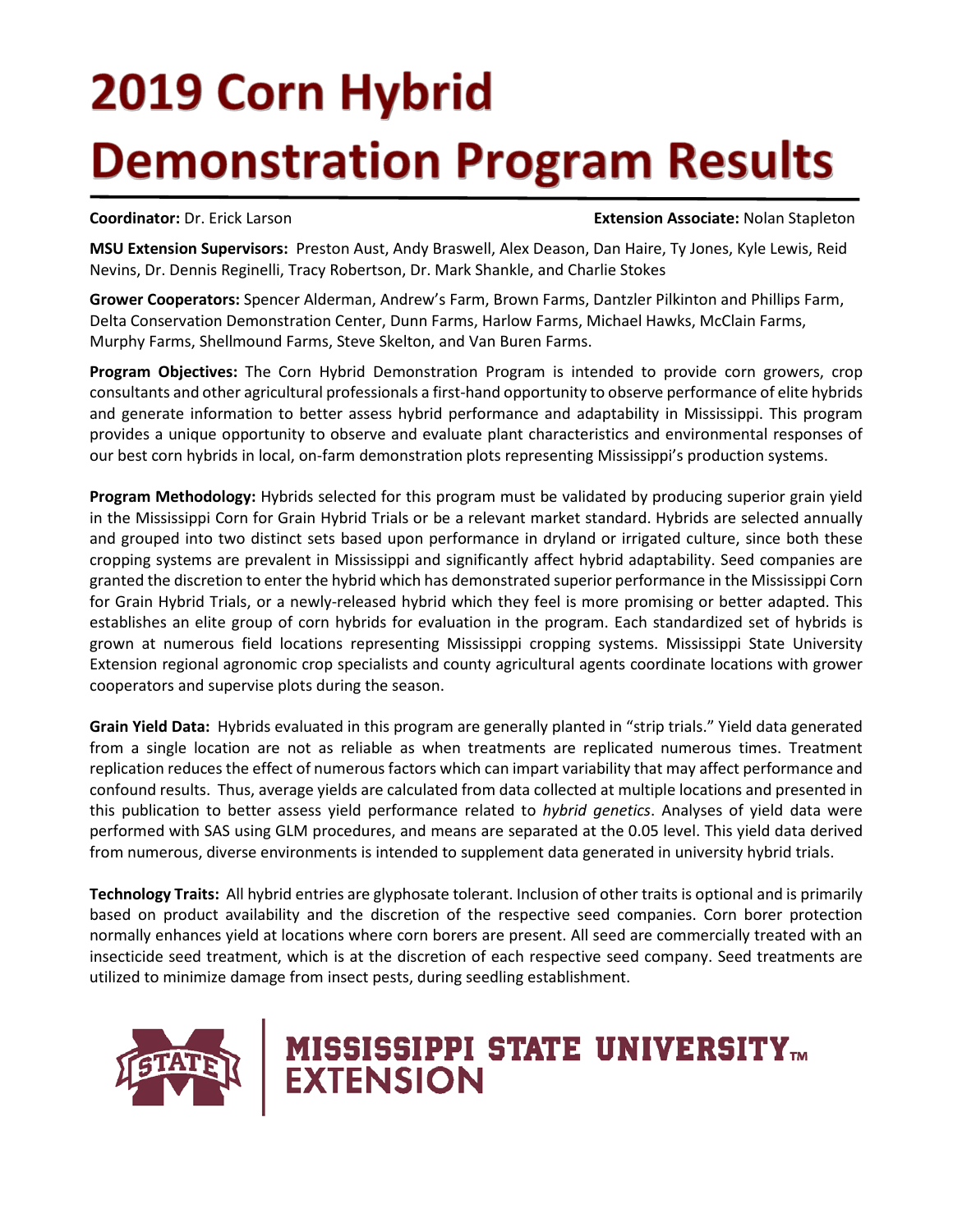# 2019 Corn Hybrid Demonstration Program Results

**Coordinator:** Dr. Erick Larson **Extension Associate:** Nolan Stapleton

**MSU Extension Supervisors:** Preston Aust, Andy Braswell, Alex Deason, Dan Haire, Ty Jones, Kyle Lewis, Reid Nevins, Dr. Dennis Reginelli, Tracy Robertson, Dr. Mark Shankle, and Charlie Stokes

**Grower Cooperators:** Spencer Alderman, Andrew's Farm, Brown Farms, Dantzler Pilkinton and Phillips Farm, Delta Conservation Demonstration Center, Dunn Farms, Harlow Farms, Michael Hawks, McClain Farms, Murphy Farms, Shellmound Farms, Steve Skelton, and Van Buren Farms.

**Program Objectives:** The Corn Hybrid Demonstration Program is intended to provide corn growers, crop consultants and other agricultural professionals a first-hand opportunity to observe performance of elite hybrids and generate information to better assess hybrid performance and adaptability in Mississippi. This program provides a unique opportunity to observe and evaluate plant characteristics and environmental responses of our best corn hybrids in local, on-farm demonstration plots representing Mississippi's production systems.

**Program Methodology:** Hybrids selected for this program must be validated by producing superior grain yield in the Mississippi Corn for Grain Hybrid Trials or be a relevant market standard. Hybrids are selected annually and grouped into two distinct sets based upon performance in dryland or irrigated culture, since both these cropping systems are prevalent in Mississippi and significantly affect hybrid adaptability. Seed companies are granted the discretion to enter the hybrid which has demonstrated superior performance in the Mississippi Corn for Grain Hybrid Trials, or a newly-released hybrid which they feel is more promising or better adapted. This establishes an elite group of corn hybrids for evaluation in the program. Each standardized set of hybrids is grown at numerous field locations representing Mississippi cropping systems. Mississippi State University Extension regional agronomic crop specialists and county agricultural agents coordinate locations with grower cooperators and supervise plots during the season.

**Grain Yield Data:** Hybrids evaluated in this program are generally planted in "strip trials." Yield data generated from a single location are not as reliable as when treatments are replicated numerous times. Treatment replication reduces the effect of numerous factors which can impart variability that may affect performance and confound results. Thus, average yields are calculated from data collected at multiple locations and presented in this publication to better assess yield performance related to *hybrid genetics*. Analyses of yield data were performed with SAS using GLM procedures, and means are separated at the 0.05 level. This yield data derived from numerous, diverse environments is intended to supplement data generated in university hybrid trials.

**Technology Traits:** All hybrid entries are glyphosate tolerant. Inclusion of other traits is optional and is primarily based on product availability and the discretion of the respective seed companies. Corn borer protection normally enhances yield at locations where corn borers are present. All seed are commercially treated with an insecticide seed treatment, which is at the discretion of each respective seed company. Seed treatments are utilized to minimize damage from insect pests, during seedling establishment.

MISSISSIPPI STATE UNIVERSITY™ EXTENSION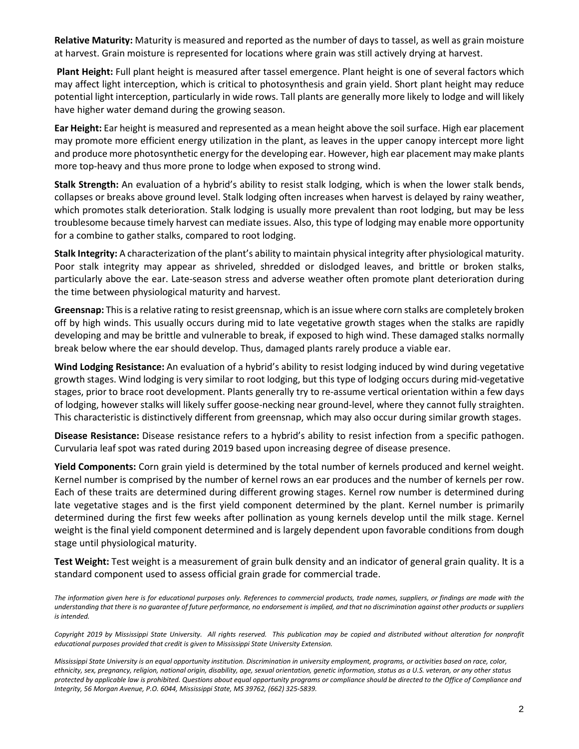**Relative Maturity:** Maturity is measured and reported as the number of days to tassel, as well as grain moisture at harvest. Grain moisture is represented for locations where grain was still actively drying at harvest.

**Plant Height:** Full plant height is measured after tassel emergence. Plant height is one of several factors which may affect light interception, which is critical to photosynthesis and grain yield. Short plant height may reduce potential light interception, particularly in wide rows. Tall plants are generally more likely to lodge and will likely have higher water demand during the growing season.

**Ear Height:** Ear height is measured and represented as a mean height above the soil surface. High ear placement may promote more efficient energy utilization in the plant, as leaves in the upper canopy intercept more light and produce more photosynthetic energy for the developing ear. However, high ear placement may make plants more top-heavy and thus more prone to lodge when exposed to strong wind.

**Stalk Strength:** An evaluation of a hybrid's ability to resist stalk lodging, which is when the lower stalk bends, collapses or breaks above ground level. Stalk lodging often increases when harvest is delayed by rainy weather, which promotes stalk deterioration. Stalk lodging is usually more prevalent than root lodging, but may be less troublesome because timely harvest can mediate issues. Also, this type of lodging may enable more opportunity for a combine to gather stalks, compared to root lodging.

**Stalk Integrity:** A characterization of the plant's ability to maintain physical integrity after physiological maturity. Poor stalk integrity may appear as shriveled, shredded or dislodged leaves, and brittle or broken stalks, particularly above the ear. Late-season stress and adverse weather often promote plant deterioration during the time between physiological maturity and harvest.

**Greensnap:** This is a relative rating to resist greensnap, which is an issue where corn stalks are completely broken off by high winds. This usually occurs during mid to late vegetative growth stages when the stalks are rapidly developing and may be brittle and vulnerable to break, if exposed to high wind. These damaged stalks normally break below where the ear should develop. Thus, damaged plants rarely produce a viable ear.

**Wind Lodging Resistance:** An evaluation of a hybrid's ability to resist lodging induced by wind during vegetative growth stages. Wind lodging is very similar to root lodging, but this type of lodging occurs during mid-vegetative stages, prior to brace root development. Plants generally try to re-assume vertical orientation within a few days of lodging, however stalks will likely suffer goose-necking near ground-level, where they cannot fully straighten. This characteristic is distinctively different from greensnap, which may also occur during similar growth stages.

**Disease Resistance:** Disease resistance refers to a hybrid's ability to resist infection from a specific pathogen. Curvularia leaf spot was rated during 2019 based upon increasing degree of disease presence.

**Yield Components:** Corn grain yield is determined by the total number of kernels produced and kernel weight. Kernel number is comprised by the number of kernel rows an ear produces and the number of kernels per row. Each of these traits are determined during different growing stages. Kernel row number is determined during late vegetative stages and is the first yield component determined by the plant. Kernel number is primarily determined during the first few weeks after pollination as young kernels develop until the milk stage. Kernel weight is the final yield component determined and is largely dependent upon favorable conditions from dough stage until physiological maturity.

**Test Weight:** Test weight is a measurement of grain bulk density and an indicator of general grain quality. It is a standard component used to assess official grain grade for commercial trade.

*The information given here is for educational purposes only. References to commercial products, trade names, suppliers, or findings are made with the understanding that there is no guarantee of future performance, no endorsement is implied, and that no discrimination against other products or suppliers is intended.*

*Copyright 2019 by Mississippi State University. All rights reserved. This publication may be copied and distributed without alteration for nonprofit educational purposes provided that credit is given to Mississippi State University Extension.*

*Mississippi State University is an equal opportunity institution. Discrimination in university employment, programs, or activities based on race, color, ethnicity, sex, pregnancy, religion, national origin, disability, age, sexual orientation, genetic information, status as a U.S. veteran, or any other status protected by applicable law is prohibited. Questions about equal opportunity programs or compliance should be directed to the Office of Compliance and Integrity, 56 Morgan Avenue, P.O. 6044, Mississippi State, MS 39762, (662) 325-5839.*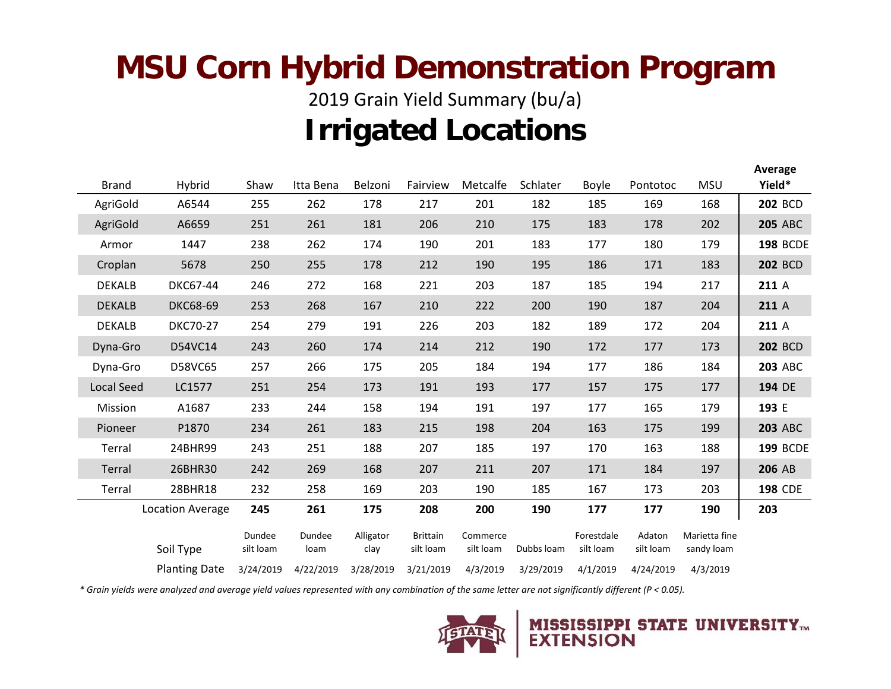# MSU Corn Hybrid Demonstration Program

2019 Grain Yield Summary (bu/a)

## Irrigated Locations

| Brand | Hybrid | Shaw | Itta Bena | Belzoni | Fairview | Metcalfe | Schlater | Boyle | Pontotoc | MSU | Average Yield* |
|---|---|---|---|---|---|---|---|---|---|---|---|
| AgriGold | A6544 | 255 | 262 | 178 | 217 | 201 | 182 | 185 | 169 | 168 | **202** BCD |
| AgriGold | A6659 | 251 | 261 | 181 | 206 | 210 | 175 | 183 | 178 | 202 | **205** ABC |
| Armor | 1447 | 238 | 262 | 174 | 190 | 201 | 183 | 177 | 180 | 179 | **198** BCDE |
| Croplan | 5678 | 250 | 255 | 178 | 212 | 190 | 195 | 186 | 171 | 183 | **202** BCD |
| DEKALB | DKC67-44 | 246 | 272 | 168 | 221 | 203 | 187 | 185 | 194 | 217 | **211** A |
| DEKALB | DKC68-69 | 253 | 268 | 167 | 210 | 222 | 200 | 190 | 187 | 204 | **211** A |
| DEKALB | DKC70-27 | 254 | 279 | 191 | 226 | 203 | 182 | 189 | 172 | 204 | **211** A |
| Dyna-Gro | D54VC14 | 243 | 260 | 174 | 214 | 212 | 190 | 172 | 177 | 173 | **202** BCD |
| Dyna-Gro | D58VC65 | 257 | 266 | 175 | 205 | 184 | 194 | 177 | 186 | 184 | **203** ABC |
| Local Seed | LC1577 | 251 | 254 | 173 | 191 | 193 | 177 | 157 | 175 | 177 | **194** DE |
| Mission | A1687 | 233 | 244 | 158 | 194 | 191 | 197 | 177 | 165 | 179 | **193** E |
| Pioneer | P1870 | 234 | 261 | 183 | 215 | 198 | 204 | 163 | 175 | 199 | **203** ABC |
| Terral | 24BHR99 | 243 | 251 | 188 | 207 | 185 | 197 | 170 | 163 | 188 | **199** BCDE |
| Terral | 26BHR30 | 242 | 269 | 168 | 207 | 211 | 207 | 171 | 184 | 197 | **206** AB |
| Terral | 28BHR18 | 232 | 258 | 169 | 203 | 190 | 185 | 167 | 173 | 203 | **198** CDE |
| | Location Average | **245** | **261** | **175** | **208** | **200** | **190** | **177** | **177** | **190** | **203** |
| | Soil Type | Dundee silt loam | Dundee loam | Alligator clay | Brittain silt loam | Commerce silt loam | Dubbs loam | Forestdale silt loam | Adaton silt loam | Marietta fine sandy loam | |
| | Planting Date | 3/24/2019 | 4/22/2019 | 3/28/2019 | 3/21/2019 | 4/3/2019 | 3/29/2019 | 4/1/2019 | 4/24/2019 | 4/3/2019 | |

*\* Grain yields were analyzed and average yield values represented with any combination of the same letter are not significantly different (P < 0.05).*

MISSISSIPPI STATE UNIVERSITY™ EXTENSION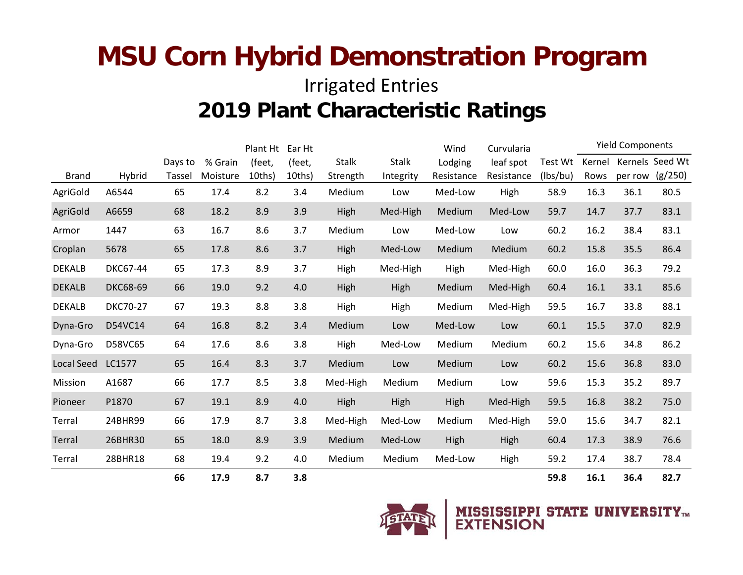# MSU Corn Hybrid Demonstration Program

## Irrigated Entries

## 2019 Plant Characteristic Ratings

| | | | | | | | | | | | Yield Components | | |
|---|---|---|---|---|---|---|---|---|---|---|---|---|---|
| Brand | Hybrid | Days to Tassel | % Grain Moisture | Plant Ht (feet, 10ths) | Ear Ht (feet, 10ths) | Stalk Strength | Stalk Integrity | Wind Lodging Resistance | Curvularia leaf spot Resistance | Test Wt (lbs/bu) | Kernel Rows | Kernels per row | Seed Wt (g/250) |
| AgriGold | A6544 | 65 | 17.4 | 8.2 | 3.4 | Medium | Low | Med-Low | High | 58.9 | 16.3 | 36.1 | 80.5 |
| AgriGold | A6659 | 68 | 18.2 | 8.9 | 3.9 | High | Med-High | Medium | Med-Low | 59.7 | 14.7 | 37.7 | 83.1 |
| Armor | 1447 | 63 | 16.7 | 8.6 | 3.7 | Medium | Low | Med-Low | Low | 60.2 | 16.2 | 38.4 | 83.1 |
| Croplan | 5678 | 65 | 17.8 | 8.6 | 3.7 | High | Med-Low | Medium | Medium | 60.2 | 15.8 | 35.5 | 86.4 |
| DEKALB | DKC67-44 | 65 | 17.3 | 8.9 | 3.7 | High | Med-High | High | Med-High | 60.0 | 16.0 | 36.3 | 79.2 |
| DEKALB | DKC68-69 | 66 | 19.0 | 9.2 | 4.0 | High | High | Medium | Med-High | 60.4 | 16.1 | 33.1 | 85.6 |
| DEKALB | DKC70-27 | 67 | 19.3 | 8.8 | 3.8 | High | High | Medium | Med-High | 59.5 | 16.7 | 33.8 | 88.1 |
| Dyna-Gro | D54VC14 | 64 | 16.8 | 8.2 | 3.4 | Medium | Low | Med-Low | Low | 60.1 | 15.5 | 37.0 | 82.9 |
| Dyna-Gro | D58VC65 | 64 | 17.6 | 8.6 | 3.8 | High | Med-Low | Medium | Medium | 60.2 | 15.6 | 34.8 | 86.2 |
| Local Seed | LC1577 | 65 | 16.4 | 8.3 | 3.7 | Medium | Low | Medium | Low | 60.2 | 15.6 | 36.8 | 83.0 |
| Mission | A1687 | 66 | 17.7 | 8.5 | 3.8 | Med-High | Medium | Medium | Low | 59.6 | 15.3 | 35.2 | 89.7 |
| Pioneer | P1870 | 67 | 19.1 | 8.9 | 4.0 | High | High | High | Med-High | 59.5 | 16.8 | 38.2 | 75.0 |
| Terral | 24BHR99 | 66 | 17.9 | 8.7 | 3.8 | Med-High | Med-Low | Medium | Med-High | 59.0 | 15.6 | 34.7 | 82.1 |
| Terral | 26BHR30 | 65 | 18.0 | 8.9 | 3.9 | Medium | Med-Low | High | High | 60.4 | 17.3 | 38.9 | 76.6 |
| Terral | 28BHR18 | 68 | 19.4 | 9.2 | 4.0 | Medium | Medium | Med-Low | High | 59.2 | 17.4 | 38.7 | 78.4 |
| | | **66** | **17.9** | **8.7** | **3.8** | | | | | **59.8** | **16.1** | **36.4** | **82.7** |

MISSISSIPPI STATE UNIVERSITY™ EXTENSION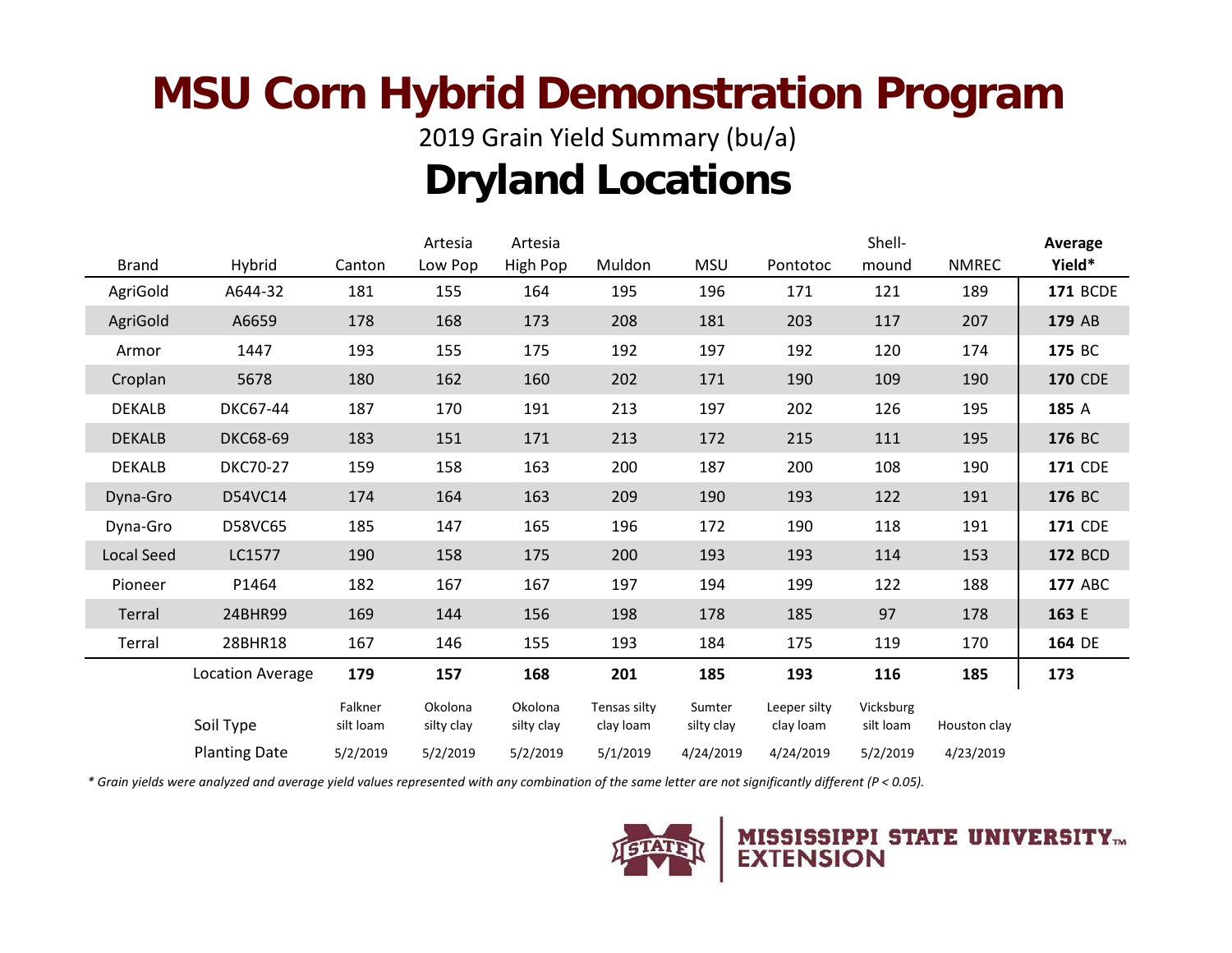# MSU Corn Hybrid Demonstration Program

2019 Grain Yield Summary (bu/a)

## Dryland Locations

| Brand | Hybrid | Canton | Artesia Low Pop | Artesia High Pop | Muldon | MSU | Pontotoc | Shell-mound | NMREC | Average Yield* |
|---|---|---|---|---|---|---|---|---|---|---|
| AgriGold | A644-32 | 181 | 155 | 164 | 195 | 196 | 171 | 121 | 189 | **171** BCDE |
| AgriGold | A6659 | 178 | 168 | 173 | 208 | 181 | 203 | 117 | 207 | **179** AB |
| Armor | 1447 | 193 | 155 | 175 | 192 | 197 | 192 | 120 | 174 | **175** BC |
| Croplan | 5678 | 180 | 162 | 160 | 202 | 171 | 190 | 109 | 190 | **170** CDE |
| DEKALB | DKC67-44 | 187 | 170 | 191 | 213 | 197 | 202 | 126 | 195 | **185** A |
| DEKALB | DKC68-69 | 183 | 151 | 171 | 213 | 172 | 215 | 111 | 195 | **176** BC |
| DEKALB | DKC70-27 | 159 | 158 | 163 | 200 | 187 | 200 | 108 | 190 | **171** CDE |
| Dyna-Gro | D54VC14 | 174 | 164 | 163 | 209 | 190 | 193 | 122 | 191 | **176** BC |
| Dyna-Gro | D58VC65 | 185 | 147 | 165 | 196 | 172 | 190 | 118 | 191 | **171** CDE |
| Local Seed | LC1577 | 190 | 158 | 175 | 200 | 193 | 193 | 114 | 153 | **172** BCD |
| Pioneer | P1464 | 182 | 167 | 167 | 197 | 194 | 199 | 122 | 188 | **177** ABC |
| Terral | 24BHR99 | 169 | 144 | 156 | 198 | 178 | 185 | 97 | 178 | **163** E |
| Terral | 28BHR18 | 167 | 146 | 155 | 193 | 184 | 175 | 119 | 170 | **164** DE |
| | Location Average | **179** | **157** | **168** | **201** | **185** | **193** | **116** | **185** | **173** |
| | Soil Type | Falkner silt loam | Okolona silty clay | Okolona silty clay | Tensas silty clay loam | Sumter silty clay | Leeper silty clay loam | Vicksburg silt loam | Houston clay | |
| | Planting Date | 5/2/2019 | 5/2/2019 | 5/2/2019 | 5/1/2019 | 4/24/2019 | 4/24/2019 | 5/2/2019 | 4/23/2019 | |

*\* Grain yields were analyzed and average yield values represented with any combination of the same letter are not significantly different (P < 0.05).*

MISSISSIPPI STATE UNIVERSITY™ EXTENSION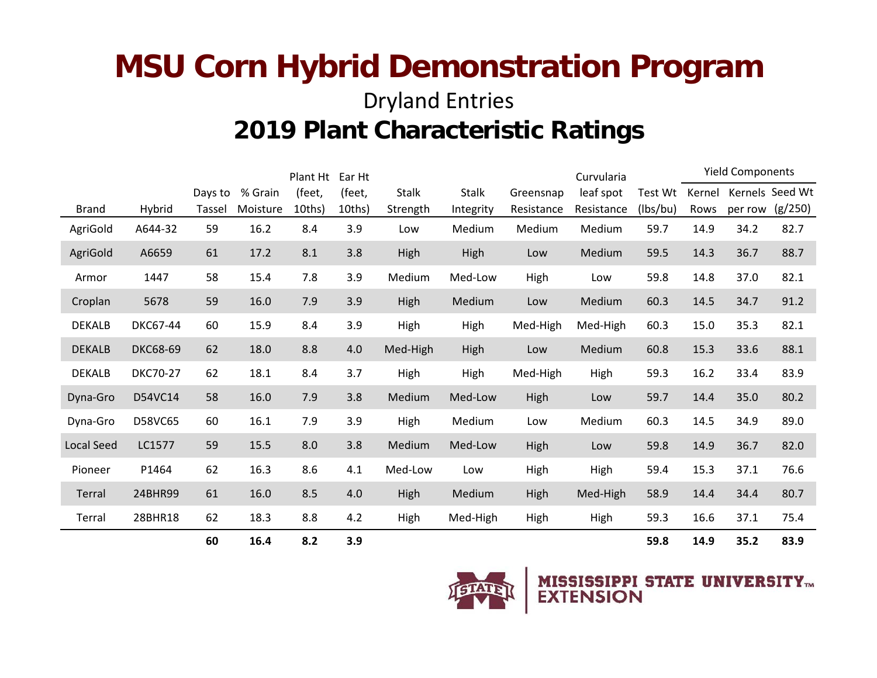# MSU Corn Hybrid Demonstration Program

## Dryland Entries

## 2019 Plant Characteristic Ratings

| Brand | Hybrid | Days to Tassel | % Grain Moisture | Plant Ht (feet, 10ths) | Ear Ht (feet, 10ths) | Stalk Strength | Stalk Integrity | Greensnap Resistance | Curvularia leaf spot Resistance | Test Wt (lbs/bu) | Yield Components | | |
|---|---|---|---|---|---|---|---|---|---|---|---|---|---|
| | | | | | | | | | | | Kernel Rows | Kernels per row | Seed Wt (g/250) |
| AgriGold | A644-32 | 59 | 16.2 | 8.4 | 3.9 | Low | Medium | Medium | Medium | 59.7 | 14.9 | 34.2 | 82.7 |
| AgriGold | A6659 | 61 | 17.2 | 8.1 | 3.8 | High | High | Low | Medium | 59.5 | 14.3 | 36.7 | 88.7 |
| Armor | 1447 | 58 | 15.4 | 7.8 | 3.9 | Medium | Med-Low | High | Low | 59.8 | 14.8 | 37.0 | 82.1 |
| Croplan | 5678 | 59 | 16.0 | 7.9 | 3.9 | High | Medium | Low | Medium | 60.3 | 14.5 | 34.7 | 91.2 |
| DEKALB | DKC67-44 | 60 | 15.9 | 8.4 | 3.9 | High | High | Med-High | Med-High | 60.3 | 15.0 | 35.3 | 82.1 |
| DEKALB | DKC68-69 | 62 | 18.0 | 8.8 | 4.0 | Med-High | High | Low | Medium | 60.8 | 15.3 | 33.6 | 88.1 |
| DEKALB | DKC70-27 | 62 | 18.1 | 8.4 | 3.7 | High | High | Med-High | High | 59.3 | 16.2 | 33.4 | 83.9 |
| Dyna-Gro | D54VC14 | 58 | 16.0 | 7.9 | 3.8 | Medium | Med-Low | High | Low | 59.7 | 14.4 | 35.0 | 80.2 |
| Dyna-Gro | D58VC65 | 60 | 16.1 | 7.9 | 3.9 | High | Medium | Low | Medium | 60.3 | 14.5 | 34.9 | 89.0 |
| Local Seed | LC1577 | 59 | 15.5 | 8.0 | 3.8 | Medium | Med-Low | High | Low | 59.8 | 14.9 | 36.7 | 82.0 |
| Pioneer | P1464 | 62 | 16.3 | 8.6 | 4.1 | Med-Low | Low | High | High | 59.4 | 15.3 | 37.1 | 76.6 |
| Terral | 24BHR99 | 61 | 16.0 | 8.5 | 4.0 | High | Medium | High | Med-High | 58.9 | 14.4 | 34.4 | 80.7 |
| Terral | 28BHR18 | 62 | 18.3 | 8.8 | 4.2 | High | Med-High | High | High | 59.3 | 16.6 | 37.1 | 75.4 |
| | | **60** | **16.4** | **8.2** | **3.9** | | | | | **59.8** | **14.9** | **35.2** | **83.9** |

MISSISSIPPI STATE UNIVERSITY™ EXTENSION